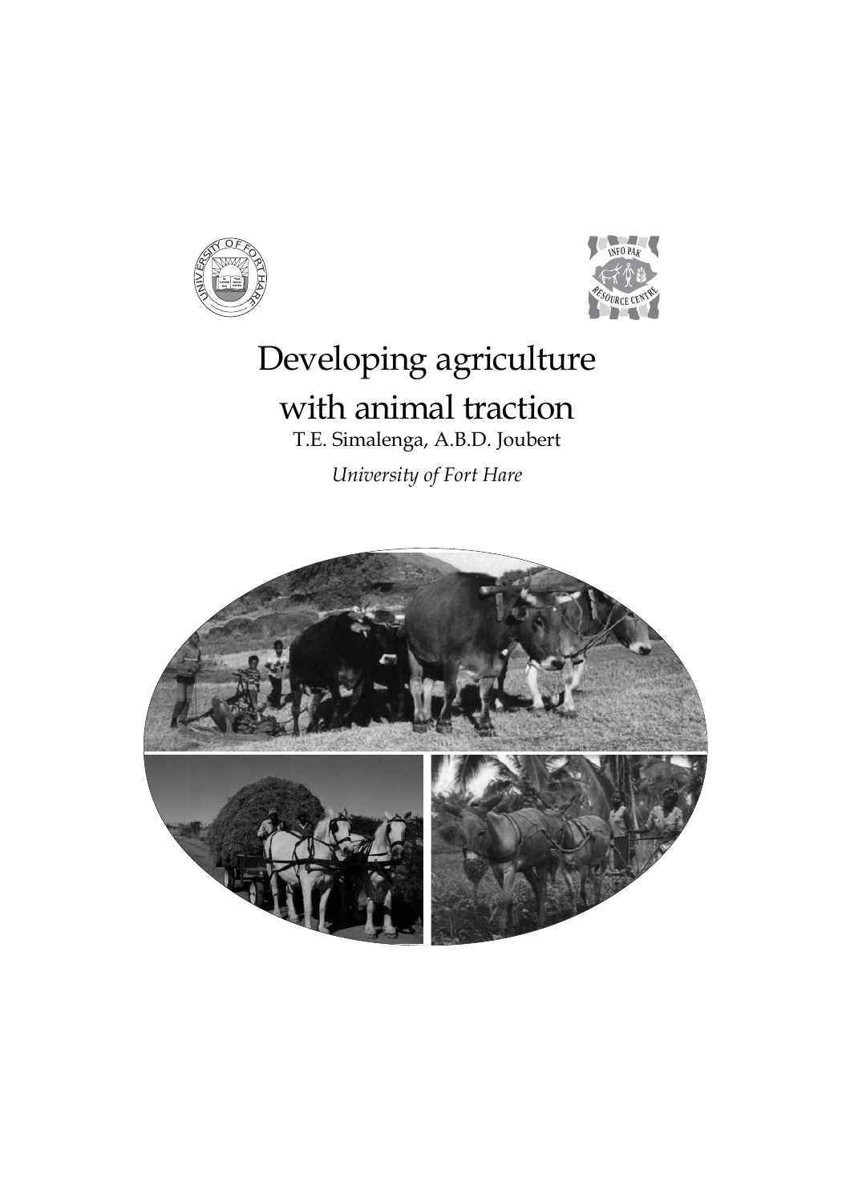# Developing agriculture with animal traction

T.E. Simalenga, A.B.D. Joubert

*University of Fort Hare*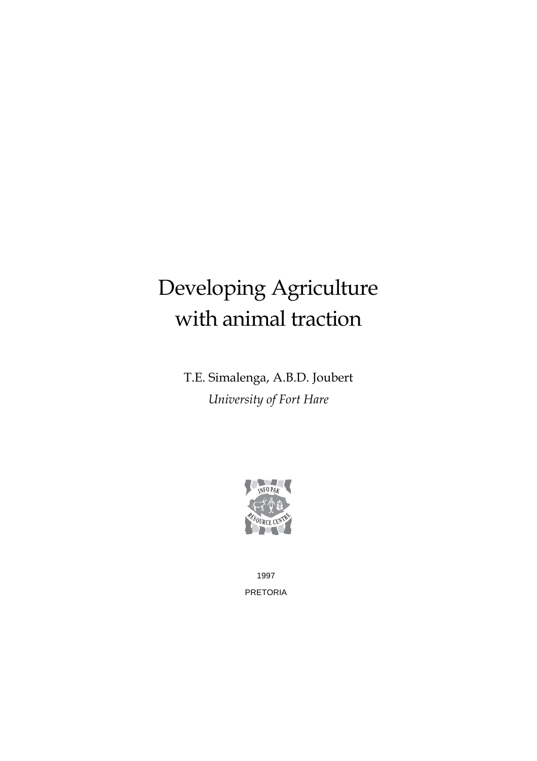# Developing Agriculture with animal traction

T.E. Simalenga, A.B.D. Joubert

*University of Fort Hare*

1997

PRETORIA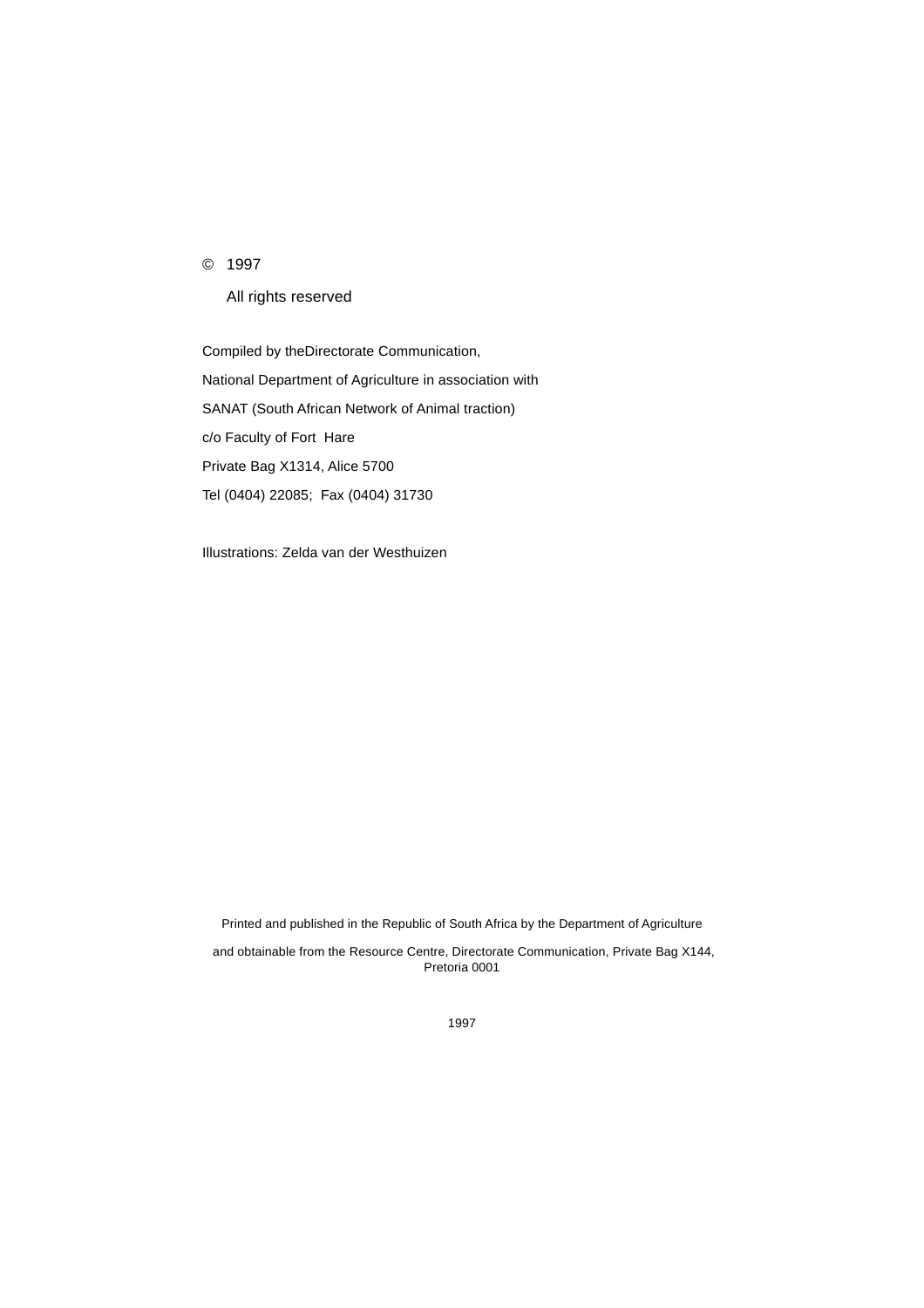© 1997

All rights reserved

Compiled by theDirectorate Communication,

National Department of Agriculture in association with

SANAT (South African Network of Animal traction)

c/o Faculty of Fort Hare

Private Bag X1314, Alice 5700

Tel (0404) 22085; Fax (0404) 31730

Illustrations: Zelda van der Westhuizen

Printed and published in the Republic of South Africa by the Department of Agriculture

and obtainable from the Resource Centre, Directorate Communication, Private Bag X144, Pretoria 0001

1997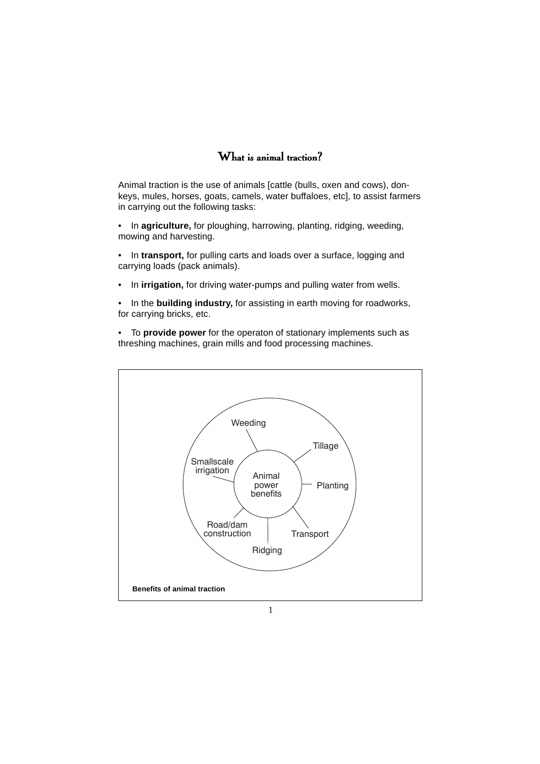# What is animal traction?

Animal traction is the use of animals [cattle (bulls, oxen and cows), donkeys, mules, horses, goats, camels, water buffaloes, etc], to assist farmers in carrying out the following tasks:

- In **agriculture,** for ploughing, harrowing, planting, ridging, weeding, mowing and harvesting.
- In **transport,** for pulling carts and loads over a surface, logging and carrying loads (pack animals).
- In **irrigation,** for driving water-pumps and pulling water from wells.
- In the **building industry,** for assisting in earth moving for roadworks, for carrying bricks, etc.
- To **provide power** for the operaton of stationary implements such as threshing machines, grain mills and food processing machines.

Animal power benefits: Weeding, Tillage, Planting, Transport, Ridging, Road/dam construction, Smallscale irrigation

**Benefits of animal traction**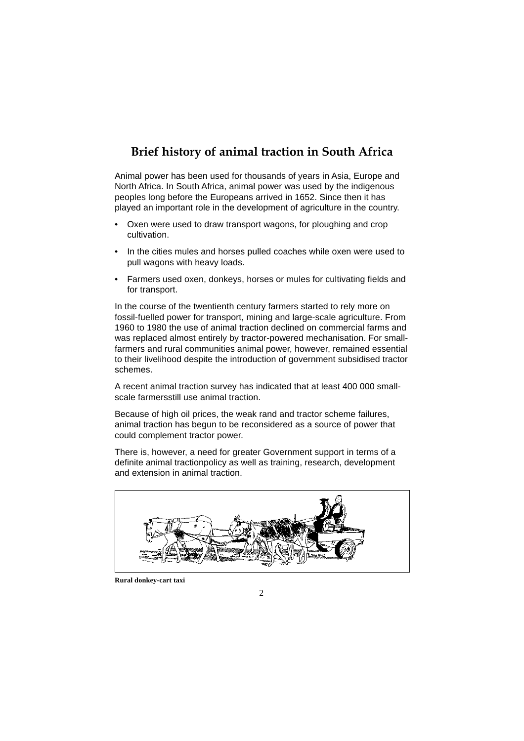# Brief history of animal traction in South Africa

Animal power has been used for thousands of years in Asia, Europe and North Africa. In South Africa, animal power was used by the indigenous peoples long before the Europeans arrived in 1652. Since then it has played an important role in the development of agriculture in the country.

- Oxen were used to draw transport wagons, for ploughing and crop cultivation.
- In the cities mules and horses pulled coaches while oxen were used to pull wagons with heavy loads.
- Farmers used oxen, donkeys, horses or mules for cultivating fields and for transport.

In the course of the twentieth century farmers started to rely more on fossil-fuelled power for transport, mining and large-scale agriculture. From 1960 to 1980 the use of animal traction declined on commercial farms and was replaced almost entirely by tractor-powered mechanisation. For small-farmers and rural communities animal power, however, remained essential to their livelihood despite the introduction of government subsidised tractor schemes.

A recent animal traction survey has indicated that at least 400 000 small-scale farmersstill use animal traction.

Because of high oil prices, the weak rand and tractor scheme failures, animal traction has begun to be reconsidered as a source of power that could complement tractor power.

There is, however, a need for greater Government support in terms of a definite animal tractionpolicy as well as training, research, development and extension in animal traction.

**Rural donkey-cart taxi**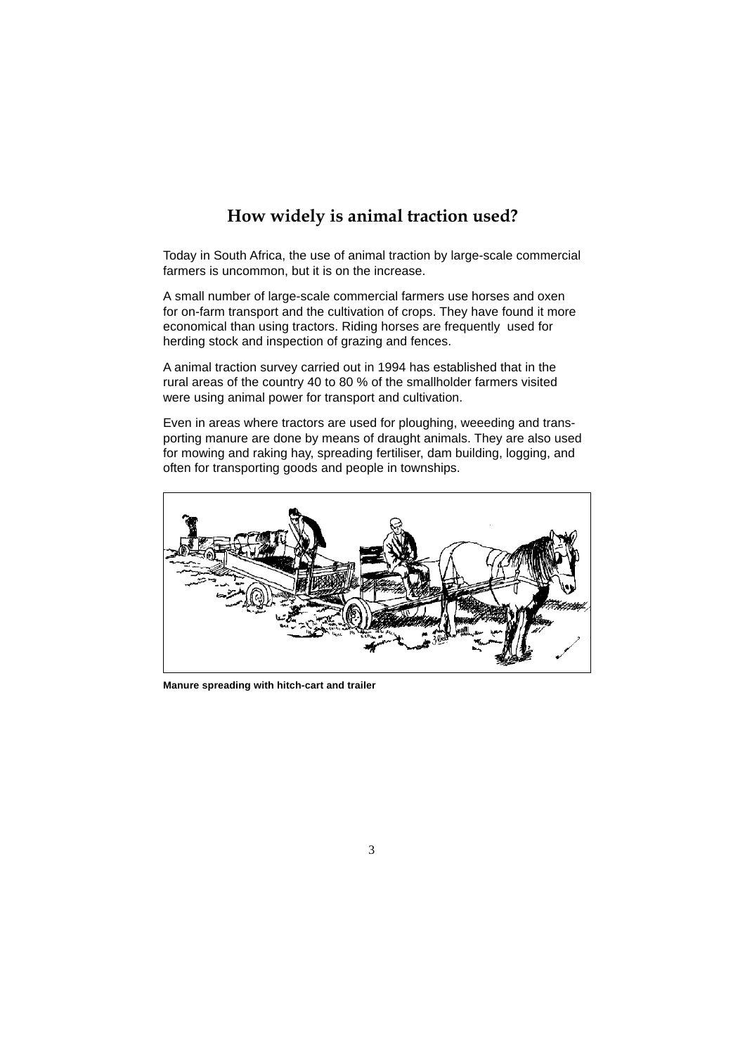# How widely is animal traction used?

Today in South Africa, the use of animal traction by large-scale commercial farmers is uncommon, but it is on the increase.

A small number of large-scale commercial farmers use horses and oxen for on-farm transport and the cultivation of crops. They have found it more economical than using tractors. Riding horses are frequently used for herding stock and inspection of grazing and fences.

A animal traction survey carried out in 1994 has established that in the rural areas of the country 40 to 80 % of the smallholder farmers visited were using animal power for transport and cultivation.

Even in areas where tractors are used for ploughing, weeeding and transporting manure are done by means of draught animals. They are also used for mowing and raking hay, spreading fertiliser, dam building, logging, and often for transporting goods and people in townships.

**Manure spreading with hitch-cart and trailer**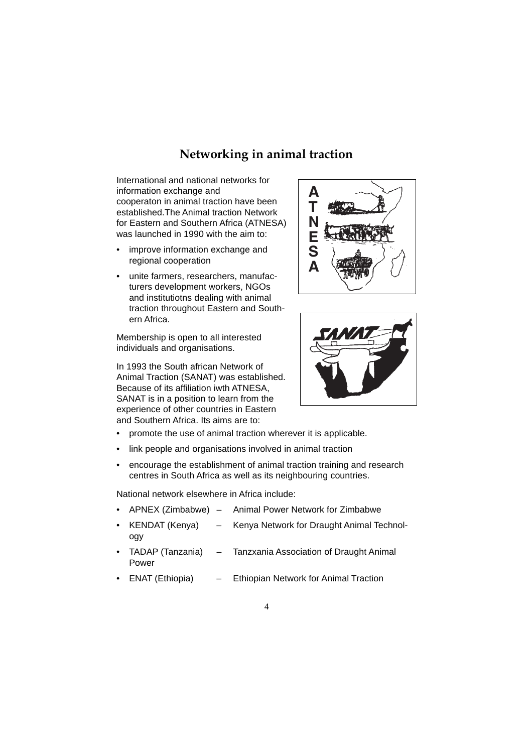## Networking in animal traction

International and national networks for information exchange and cooperaton in animal traction have been established.The Animal traction Network for Eastern and Southern Africa (ATNESA) was launched in 1990 with the aim to:

- improve information exchange and regional cooperation
- unite farmers, researchers, manufacturers development workers, NGOs and institutiotns dealing with animal traction throughout Eastern and Southern Africa.

Membership is open to all interested individuals and organisations.

In 1993 the South african Network of Animal Traction (SANAT) was established. Because of its affiliation iwth ATNESA, SANAT is in a position to learn from the experience of other countries in Eastern and Southern Africa. Its aims are to:

- promote the use of animal traction wherever it is applicable.
- link people and organisations involved in animal traction
- encourage the establishment of animal traction training and research centres in South Africa as well as its neighbouring countries.

National network elsewhere in Africa include:

- APNEX (Zimbabwe) – Animal Power Network for Zimbabwe
- KENDAT (Kenya) – Kenya Network for Draught Animal Technology
- TADAP (Tanzania) – Tanzxania Association of Draught Animal Power
- ENAT (Ethiopia) – Ethiopian Network for Animal Traction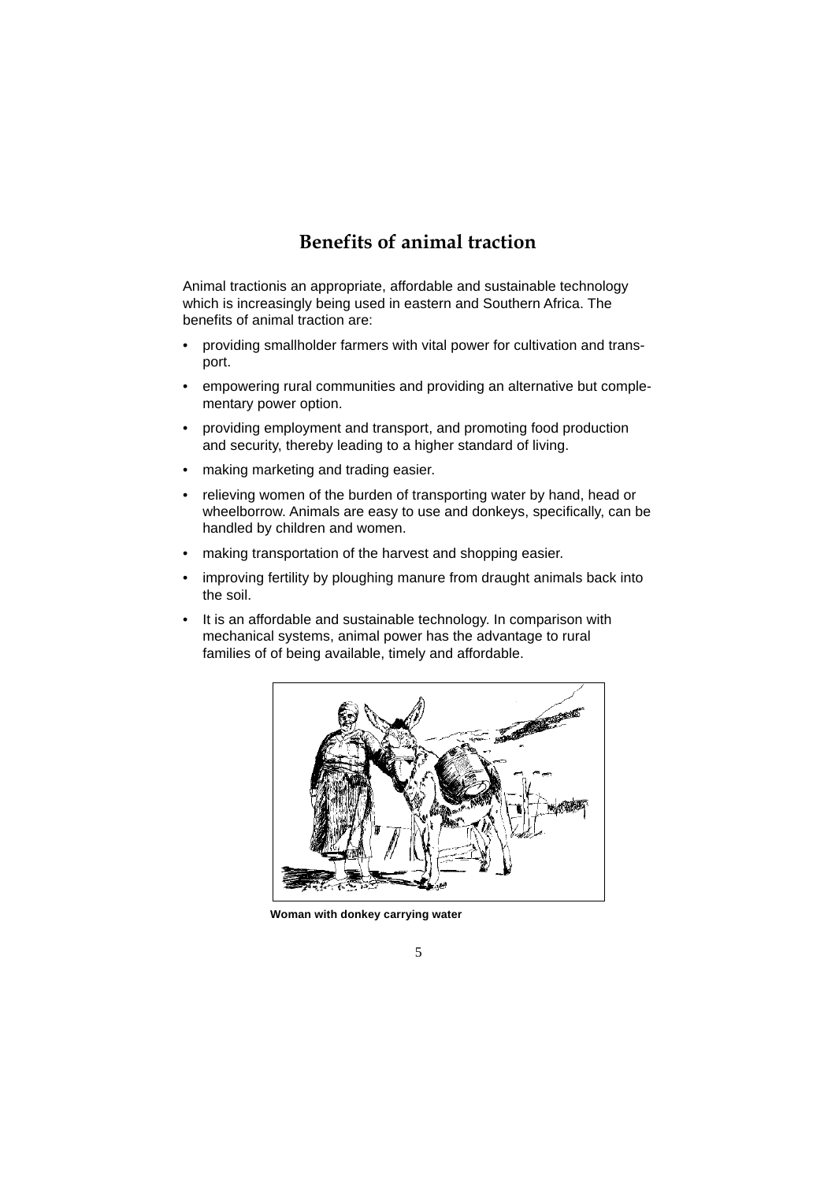## Benefits of animal traction

Animal tractionis an appropriate, affordable and sustainable technology which is increasingly being used in eastern and Southern Africa. The benefits of animal traction are:

- providing smallholder farmers with vital power for cultivation and transport.
- empowering rural communities and providing an alternative but complementary power option.
- providing employment and transport, and promoting food production and security, thereby leading to a higher standard of living.
- making marketing and trading easier.
- relieving women of the burden of transporting water by hand, head or wheelborrow. Animals are easy to use and donkeys, specifically, can be handled by children and women.
- making transportation of the harvest and shopping easier.
- improving fertility by ploughing manure from draught animals back into the soil.
- It is an affordable and sustainable technology. In comparison with mechanical systems, animal power has the advantage to rural families of of being available, timely and affordable.

**Woman with donkey carrying water**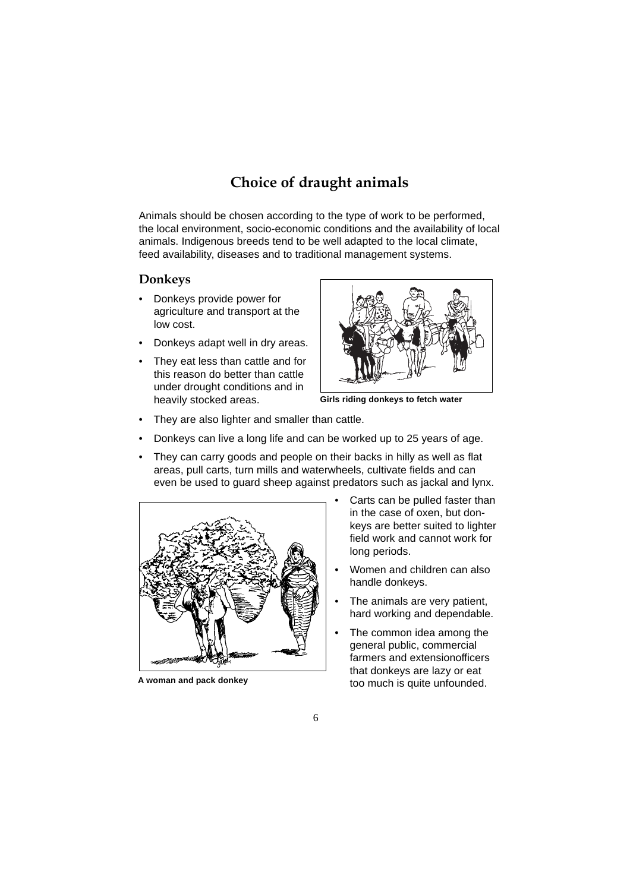# Choice of draught animals

Animals should be chosen according to the type of work to be performed, the local environment, socio-economic conditions and the availability of local animals. Indigenous breeds tend to be well adapted to the local climate, feed availability, diseases and to traditional management systems.

## Donkeys

- Donkeys provide power for agriculture and transport at the low cost.
- Donkeys adapt well in dry areas.
- They eat less than cattle and for this reason do better than cattle under drought conditions and in heavily stocked areas.

**Girls riding donkeys to fetch water**

- They are also lighter and smaller than cattle.
- Donkeys can live a long life and can be worked up to 25 years of age.
- They can carry goods and people on their backs in hilly as well as flat areas, pull carts, turn mills and waterwheels, cultivate fields and can even be used to guard sheep against predators such as jackal and lynx.
- Carts can be pulled faster than in the case of oxen, but donkeys are better suited to lighter field work and cannot work for long periods.
- Women and children can also handle donkeys.
- The animals are very patient, hard working and dependable.
- The common idea among the general public, commercial farmers and extensionofficers that donkeys are lazy or eat too much is quite unfounded.

**A woman and pack donkey**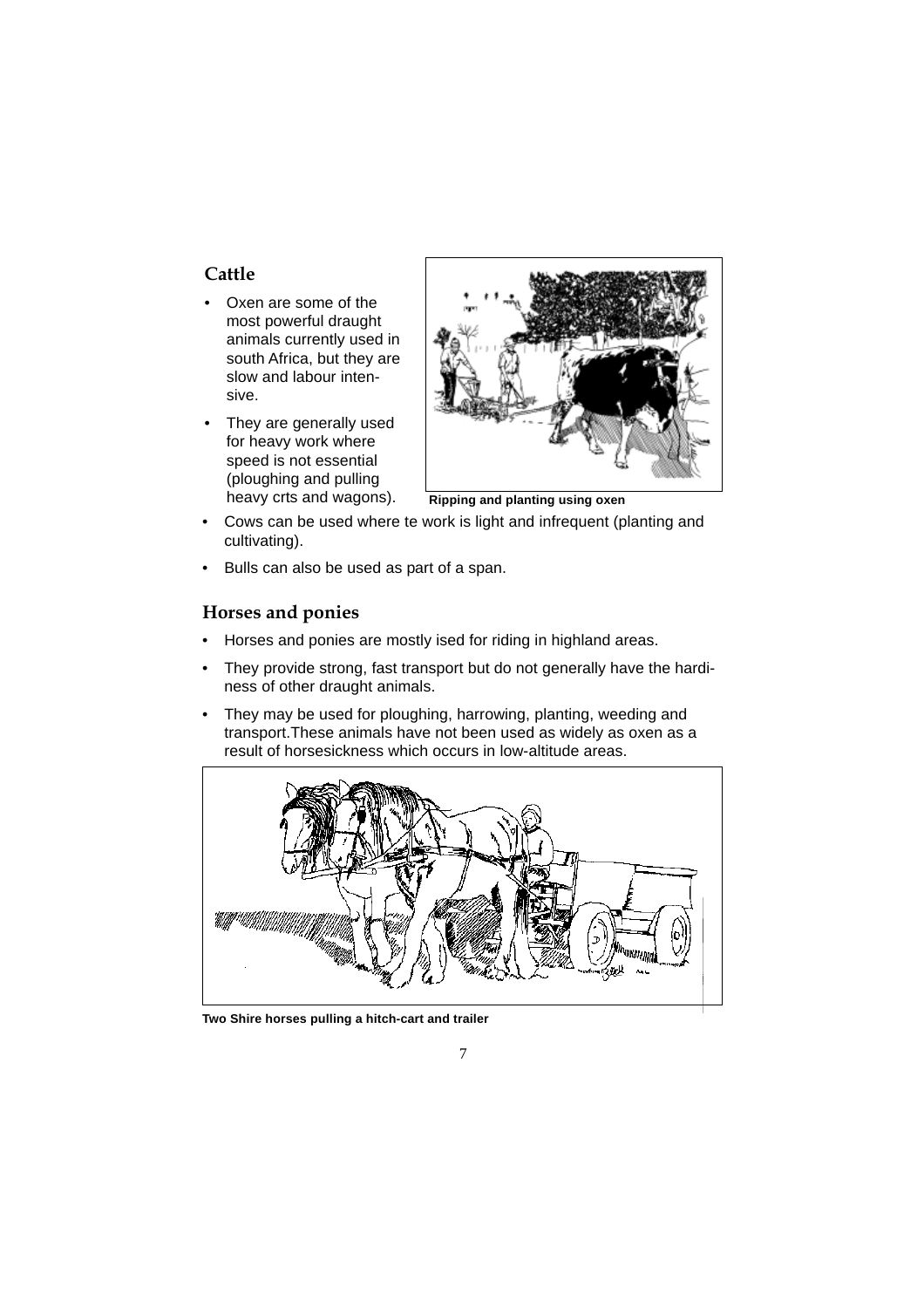## Cattle

- Oxen are some of the most powerful draught animals currently used in south Africa, but they are slow and labour intensive.
- They are generally used for heavy work where speed is not essential (ploughing and pulling heavy crts and wagons).

**Ripping and planting using oxen**

- Cows can be used where te work is light and infrequent (planting and cultivating).
- Bulls can also be used as part of a span.

## Horses and ponies

- Horses and ponies are mostly ised for riding in highland areas.
- They provide strong, fast transport but do not generally have the hardiness of other draught animals.
- They may be used for ploughing, harrowing, planting, weeding and transport.These animals have not been used as widely as oxen as a result of horsesickness which occurs in low-altitude areas.

**Two Shire horses pulling a hitch-cart and trailer**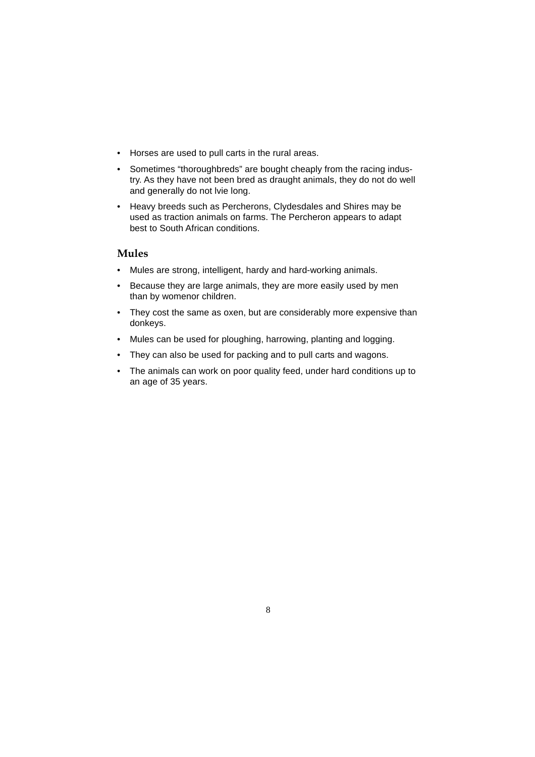- Horses are used to pull carts in the rural areas.
- Sometimes “thoroughbreds” are bought cheaply from the racing industry. As they have not been bred as draught animals, they do not do well and generally do not lvie long.
- Heavy breeds such as Percherons, Clydesdales and Shires may be used as traction animals on farms. The Percheron appears to adapt best to South African conditions.

### Mules

- Mules are strong, intelligent, hardy and hard-working animals.
- Because they are large animals, they are more easily used by men than by womenor children.
- They cost the same as oxen, but are considerably more expensive than donkeys.
- Mules can be used for ploughing, harrowing, planting and logging.
- They can also be used for packing and to pull carts and wagons.
- The animals can work on poor quality feed, under hard conditions up to an age of 35 years.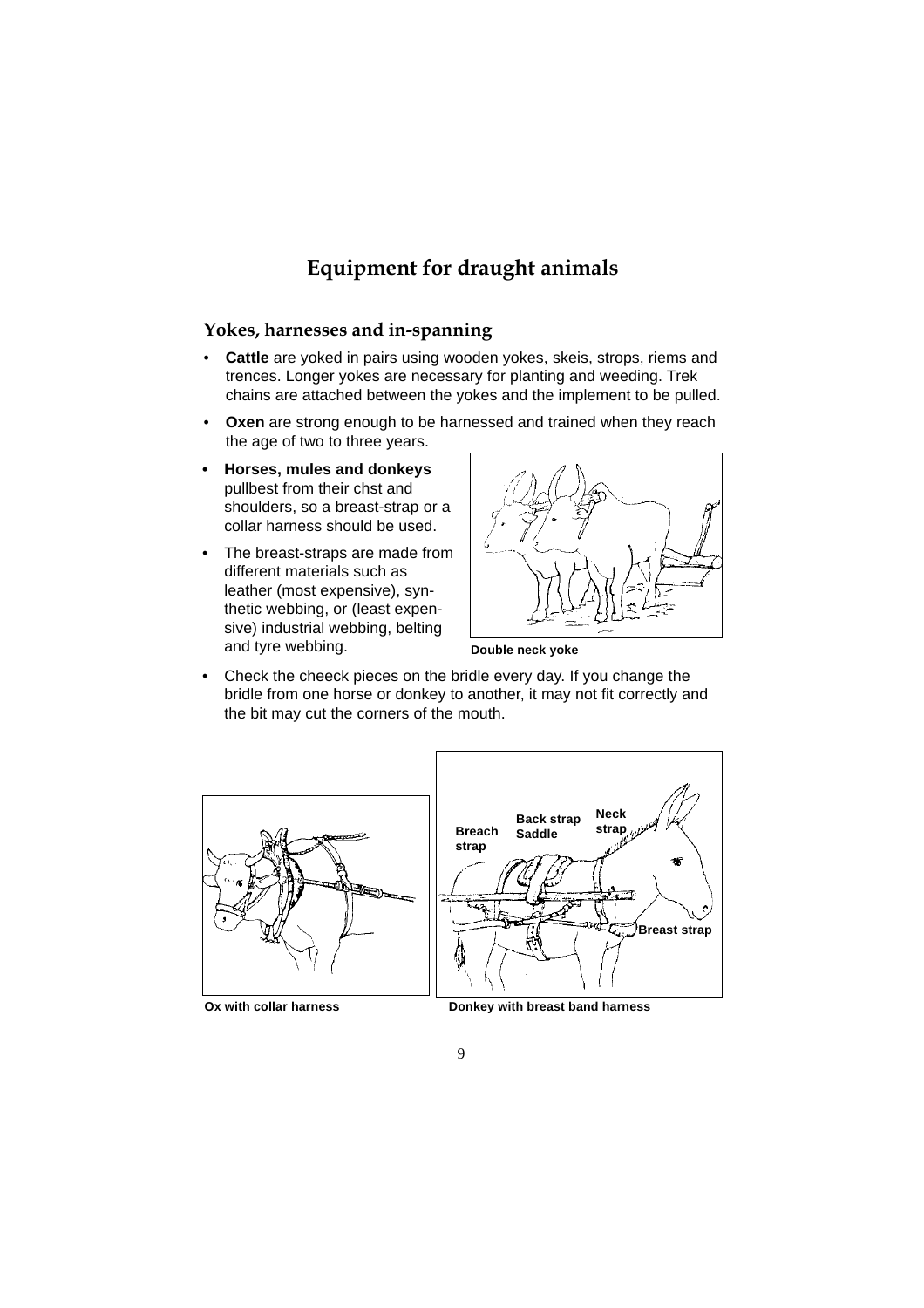# Equipment for draught animals

## Yokes, harnesses and in-spanning

- **Cattle** are yoked in pairs using wooden yokes, skeis, strops, riems and trences. Longer yokes are necessary for planting and weeding. Trek chains are attached between the yokes and the implement to be pulled.
- **Oxen** are strong enough to be harnessed and trained when they reach the age of two to three years.
- **Horses, mules and donkeys** pullbest from their chst and shoulders, so a breast-strap or a collar harness should be used.
- The breast-straps are made from different materials such as leather (most expensive), synthetic webbing, or (least expensive) industrial webbing, belting and tyre webbing.

Double neck yoke

- Check the cheeck pieces on the bridle every day. If you change the bridle from one horse or donkey to another, it may not fit correctly and the bit may cut the corners of the mouth.

Ox with collar harness

Breach strap, Back strap, Saddle, Neck strap, Breast strap

Donkey with breast band harness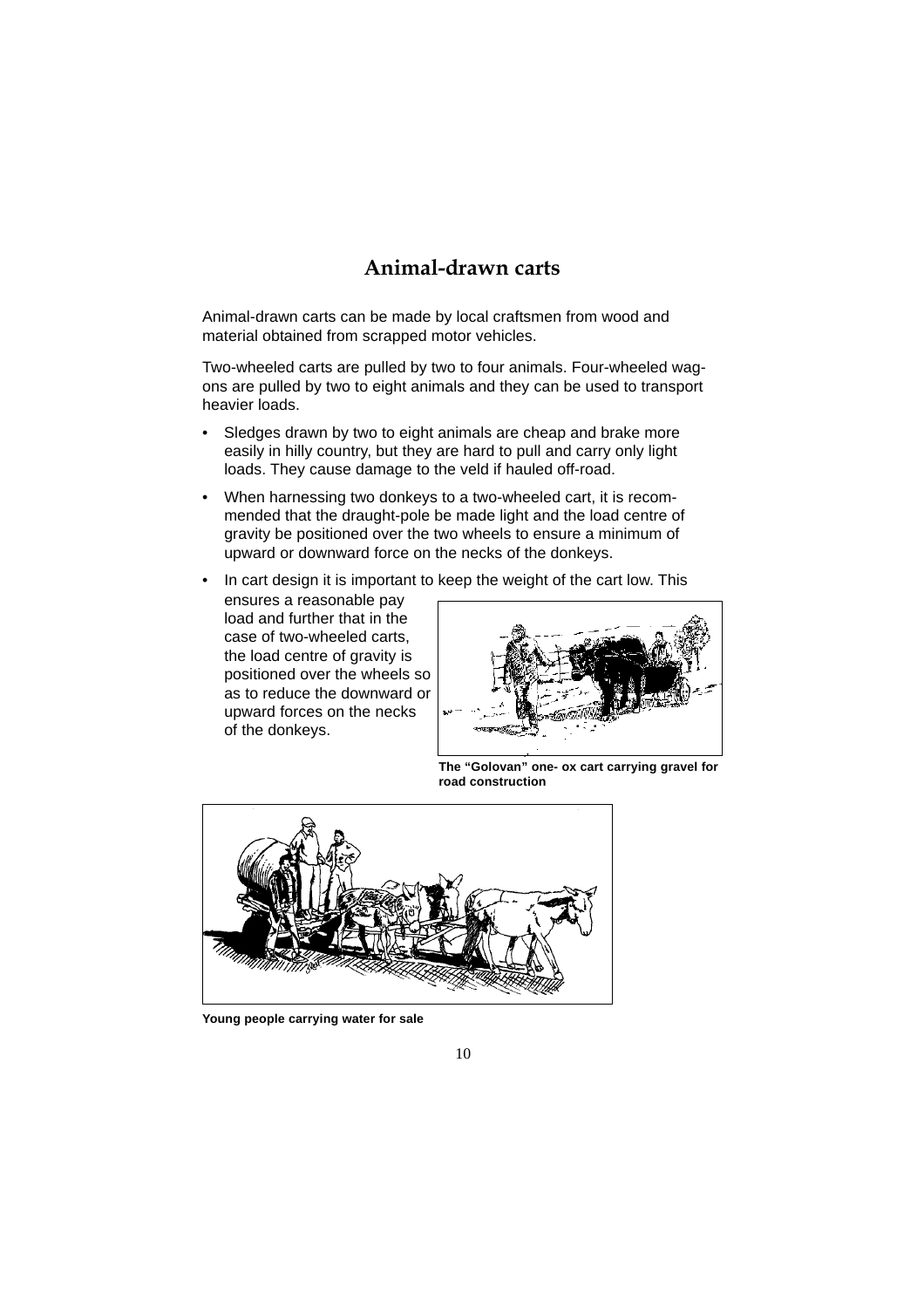# Animal-drawn carts

Animal-drawn carts can be made by local craftsmen from wood and material obtained from scrapped motor vehicles.

Two-wheeled carts are pulled by two to four animals. Four-wheeled wagons are pulled by two to eight animals and they can be used to transport heavier loads.

- Sledges drawn by two to eight animals are cheap and brake more easily in hilly country, but they are hard to pull and carry only light loads. They cause damage to the veld if hauled off-road.
- When harnessing two donkeys to a two-wheeled cart, it is recommended that the draught-pole be made light and the load centre of gravity be positioned over the two wheels to ensure a minimum of upward or downward force on the necks of the donkeys.
- In cart design it is important to keep the weight of the cart low. This ensures a reasonable pay load and further that in the case of two-wheeled carts, the load centre of gravity is positioned over the wheels so as to reduce the downward or upward forces on the necks of the donkeys.

**The "Golovan" one- ox cart carrying gravel for road construction**

**Young people carrying water for sale**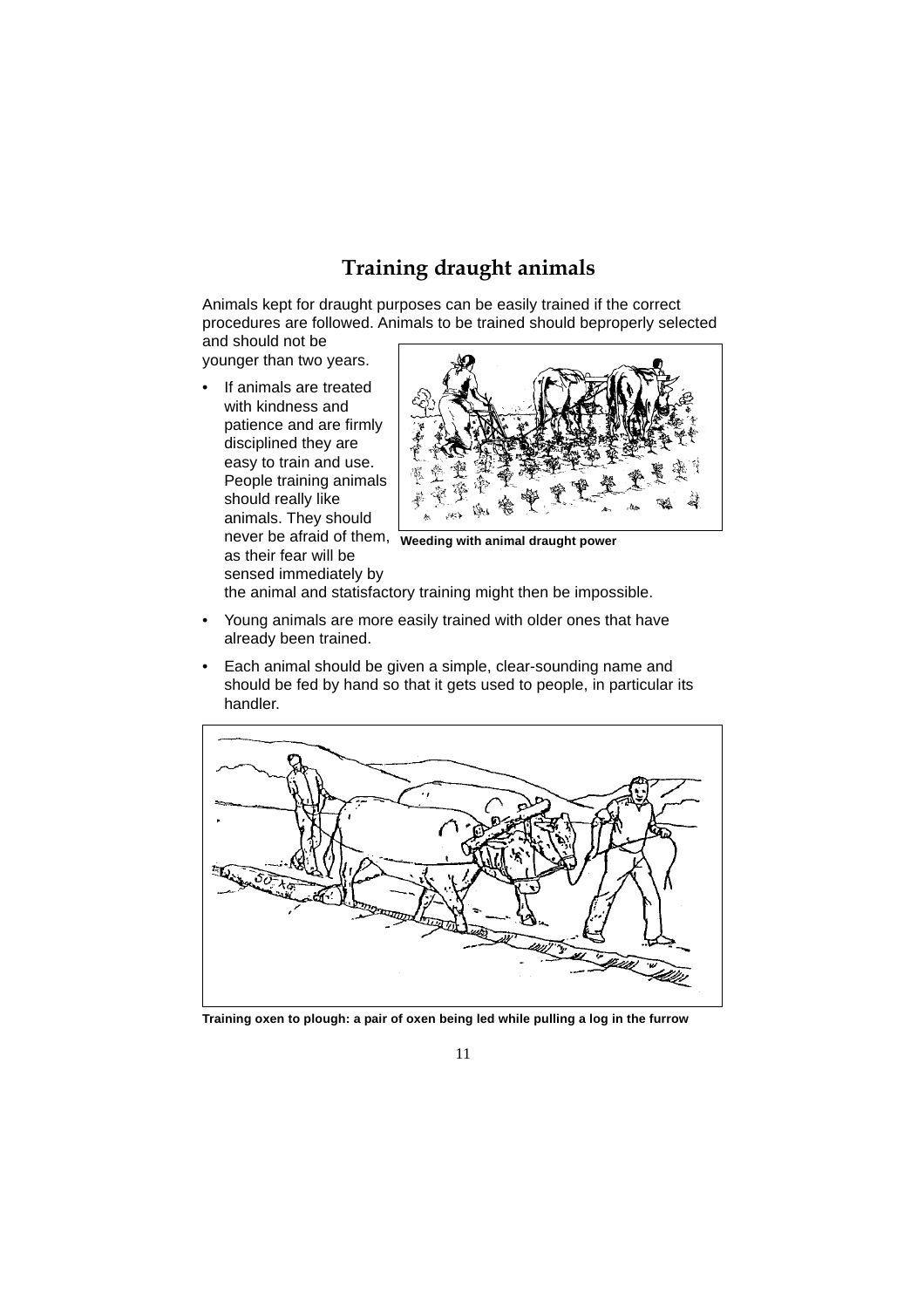# Training draught animals

Animals kept for draught purposes can be easily trained if the correct procedures are followed. Animals to be trained should beproperly selected and should not be younger than two years.

- If animals are treated with kindness and patience and are firmly disciplined they are easy to train and use. People training animals should really like animals. They should never be afraid of them, as their fear will be sensed immediately by the animal and statisfactory training might then be impossible.
- Young animals are more easily trained with older ones that have already been trained.
- Each animal should be given a simple, clear-sounding name and should be fed by hand so that it gets used to people, in particular its handler.

**Weeding with animal draught power**

**Training oxen to plough: a pair of oxen being led while pulling a log in the furrow**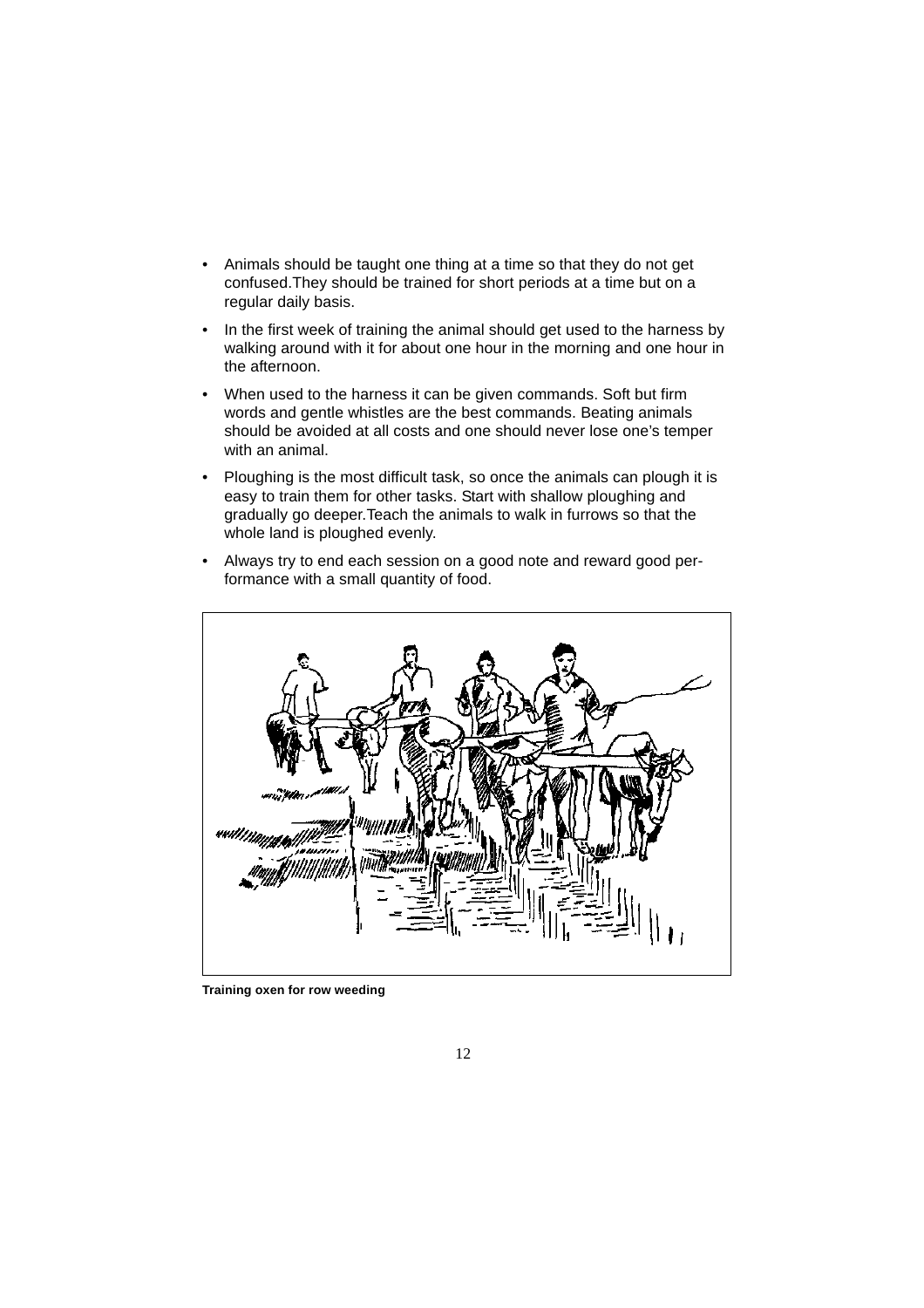- Animals should be taught one thing at a time so that they do not get confused.They should be trained for short periods at a time but on a regular daily basis.
- In the first week of training the animal should get used to the harness by walking around with it for about one hour in the morning and one hour in the afternoon.
- When used to the harness it can be given commands. Soft but firm words and gentle whistles are the best commands. Beating animals should be avoided at all costs and one should never lose one's temper with an animal.
- Ploughing is the most difficult task, so once the animals can plough it is easy to train them for other tasks. Start with shallow ploughing and gradually go deeper.Teach the animals to walk in furrows so that the whole land is ploughed evenly.
- Always try to end each session on a good note and reward good performance with a small quantity of food.

**Training oxen for row weeding**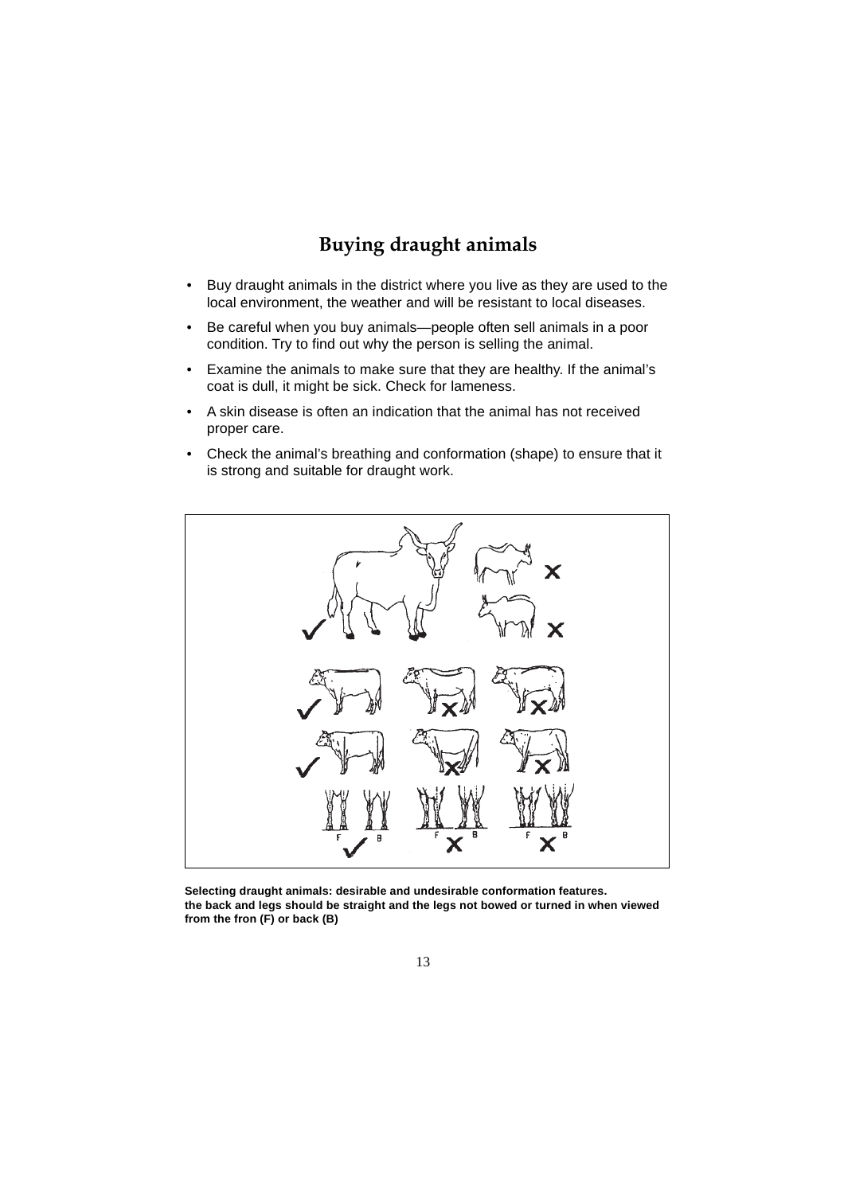# Buying draught animals

- Buy draught animals in the district where you live as they are used to the local environment, the weather and will be resistant to local diseases.
- Be careful when you buy animals—people often sell animals in a poor condition. Try to find out why the person is selling the animal.
- Examine the animals to make sure that they are healthy. If the animal's coat is dull, it might be sick. Check for lameness.
- A skin disease is often an indication that the animal has not received proper care.
- Check the animal's breathing and conformation (shape) to ensure that it is strong and suitable for draught work.

**Selecting draught animals: desirable and undesirable conformation features. the back and legs should be straight and the legs not bowed or turned in when viewed from the fron (F) or back (B)**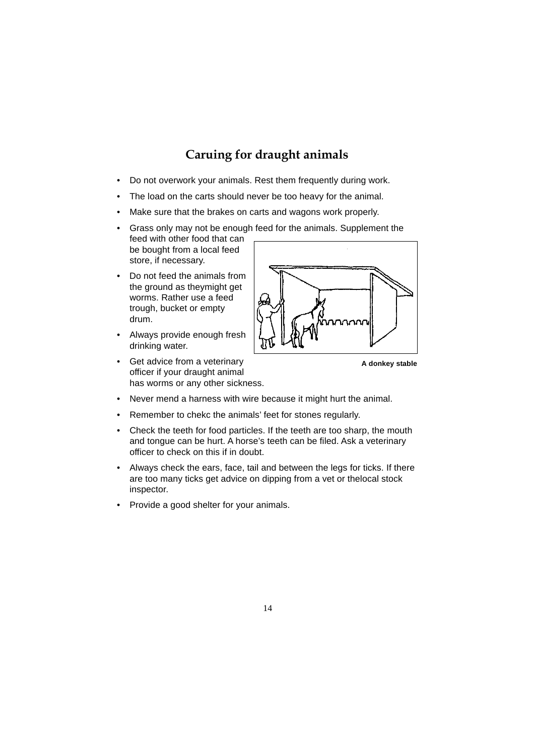# Caruing for draught animals

- Do not overwork your animals. Rest them frequently during work.
- The load on the carts should never be too heavy for the animal.
- Make sure that the brakes on carts and wagons work properly.
- Grass only may not be enough feed for the animals. Supplement the feed with other food that can be bought from a local feed store, if necessary.
- Do not feed the animals from the ground as theymight get worms. Rather use a feed trough, bucket or empty drum.
- Always provide enough fresh drinking water.
- Get advice from a veterinary officer if your draught animal has worms or any other sickness.
- Never mend a harness with wire because it might hurt the animal.
- Remember to chekc the animals' feet for stones regularly.
- Check the teeth for food particles. If the teeth are too sharp, the mouth and tongue can be hurt. A horse's teeth can be filed. Ask a veterinary officer to check on this if in doubt.
- Always check the ears, face, tail and between the legs for ticks. If there are too many ticks get advice on dipping from a vet or thelocal stock inspector.
- Provide a good shelter for your animals.

**A donkey stable**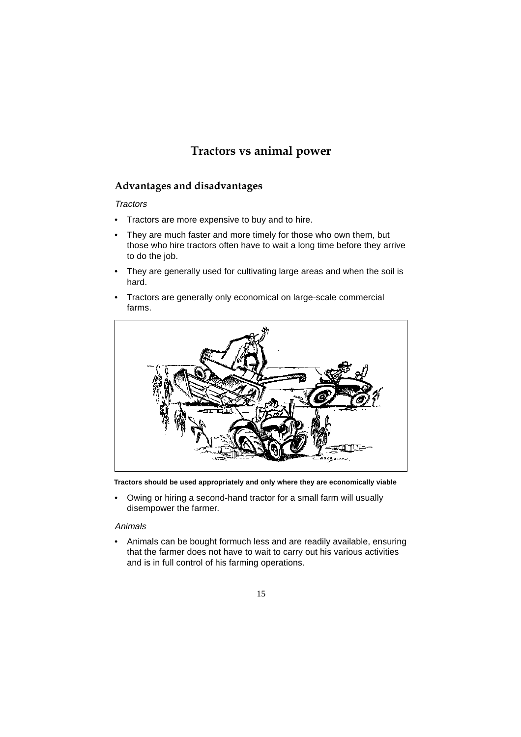# Tractors vs animal power

## Advantages and disadvantages

*Tractors*

- Tractors are more expensive to buy and to hire.
- They are much faster and more timely for those who own them, but those who hire tractors often have to wait a long time before they arrive to do the job.
- They are generally used for cultivating large areas and when the soil is hard.
- Tractors are generally only economical on large-scale commercial farms.

**Tractors should be used appropriately and only where they are economically viable**

- Owing or hiring a second-hand tractor for a small farm will usually disempower the farmer.

*Animals*

- Animals can be bought formuch less and are readily available, ensuring that the farmer does not have to wait to carry out his various activities and is in full control of his farming operations.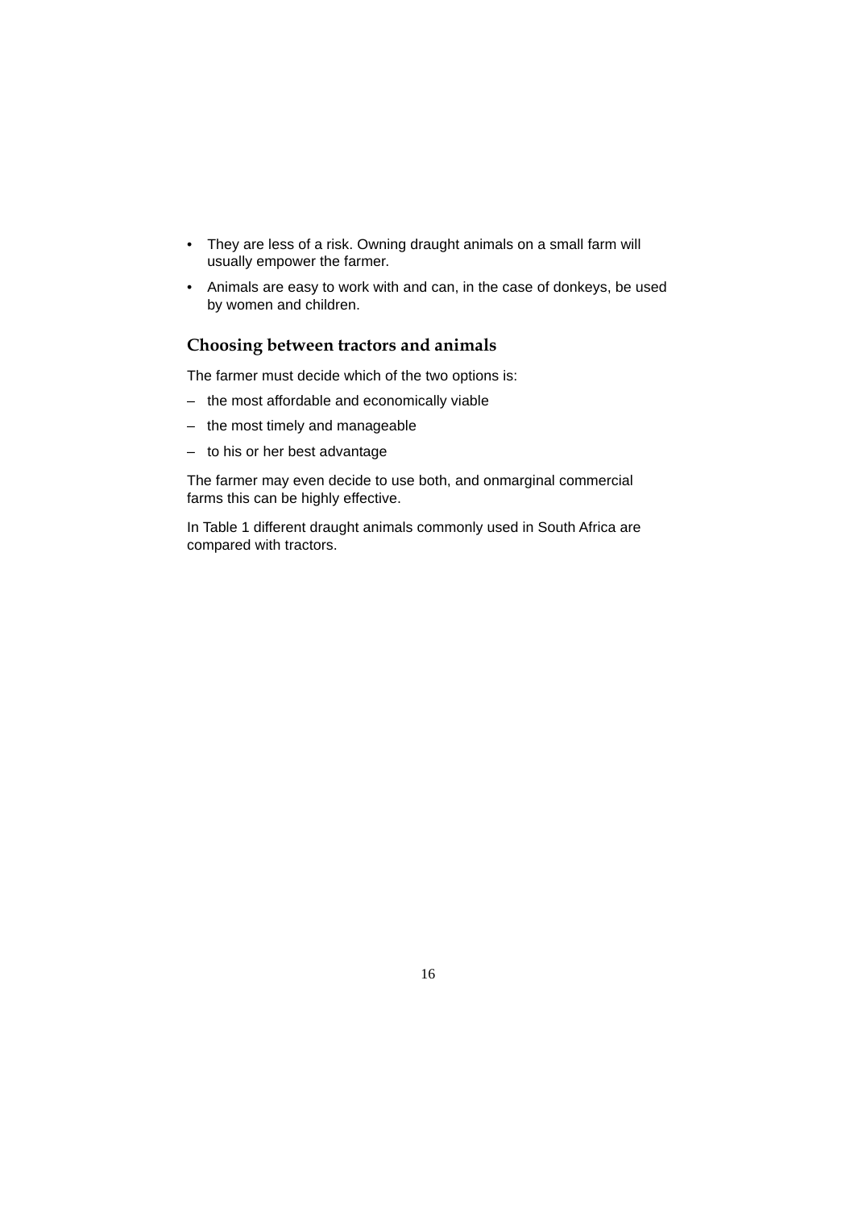- They are less of a risk. Owning draught animals on a small farm will usually empower the farmer.
- Animals are easy to work with and can, in the case of donkeys, be used by women and children.

## Choosing between tractors and animals

The farmer must decide which of the two options is:

– the most affordable and economically viable

– the most timely and manageable

– to his or her best advantage

The farmer may even decide to use both, and onmarginal commercial farms this can be highly effective.

In Table 1 different draught animals commonly used in South Africa are compared with tractors.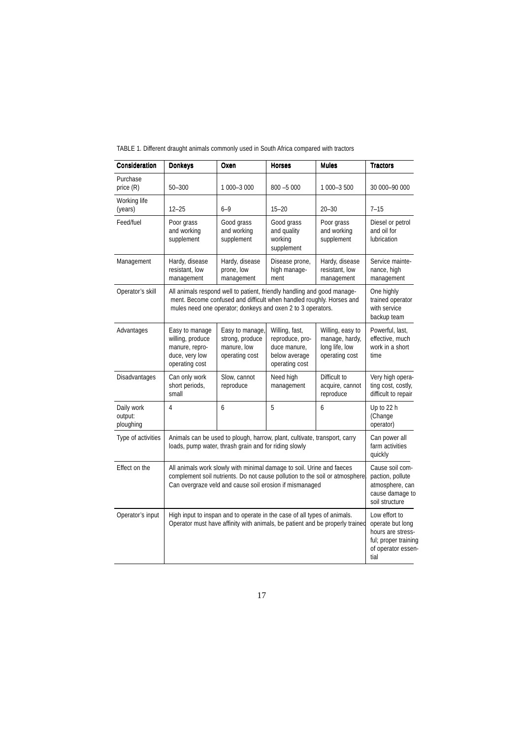TABLE 1. Different draught animals commonly used in South Africa compared with tractors

| Consideration | Donkeys | Oxen | Horses | Mules | Tractors |
|---|---|---|---|---|---|
| Purchase price (R) | 50–300 | 1 000–3 000 | 800 –5 000 | 1 000–3 500 | 30 000–90 000 |
| Working life (years) | 12–25 | 6–9 | 15–20 | 20–30 | 7–15 |
| Feed/fuel | Poor grass and working supplement | Good grass and working supplement | Good grass and quality working supplement | Poor grass and working supplement | Diesel or petrol and oil for lubrication |
| Management | Hardy, disease resistant, low management | Hardy, disease prone, low management | Disease prone, high management | Hardy, disease resistant, low management | Service maintenance, high management |
| Operator's skill | All animals respond well to patient, friendly handling and good management. Become confused and difficult when handled roughly. Horses and mules need one operator; donkeys and oxen 2 to 3 operators. | | | | One highly trained operator with service backup team |
| Advantages | Easy to manage willing, produce manure, reproduce, very low operating cost | Easy to manage, strong, produce manure, low operating cost | Willing, fast, reproduce, produce manure, below average operating cost | Willing, easy to manage, hardy, long life, low operating cost | Powerful, last, effective, much work in a short time |
| Disadvantages | Can only work short periods, small | Slow, cannot reproduce | Need high management | Difficult to acquire, cannot reproduce | Very high operating cost, costly, difficult to repair |
| Daily work output: ploughing | 4 | 6 | 5 | 6 | Up to 22 h (Change operator) |
| Type of activities | Animals can be used to plough, harrow, plant, cultivate, transport, carry loads, pump water, thrash grain and for riding slowly | | | | Can power all farm activities quickly |
| Effect on the | All animals work slowly with minimal damage to soil. Urine and faeces complement soil nutrients. Do not cause pollution to the soil or atmosphere. Can overgraze veld and cause soil erosion if mismanaged | | | | Cause soil compaction, pollute atmosphere, can cause damage to soil structure |
| Operator's input | High input to inspan and to operate in the case of all types of animals. Operator must have affinity with animals, be patient and be properly trained | | | | Low effort to operate but long hours are stressful; proper training of operator essential |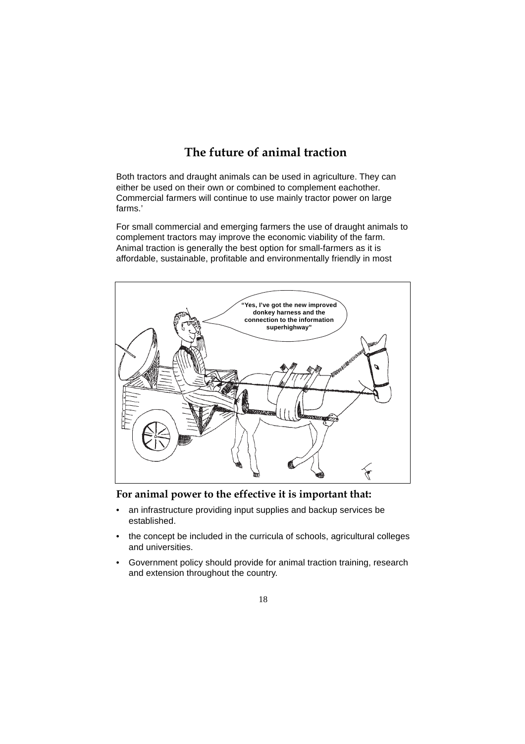# The future of animal traction

Both tractors and draught animals can be used in agriculture. They can either be used on their own or combined to complement eachother. Commercial farmers will continue to use mainly tractor power on large farms.'

For small commercial and emerging farmers the use of draught animals to complement tractors may improve the economic viability of the farm. Animal traction is generally the best option for small-farmers as it is affordable, sustainable, profitable and environmentally friendly in most

## For animal power to the effective it is important that:

- an infrastructure providing input supplies and backup services be established.
- the concept be included in the curricula of schools, agricultural colleges and universities.
- Government policy should provide for animal traction training, research and extension throughout the country.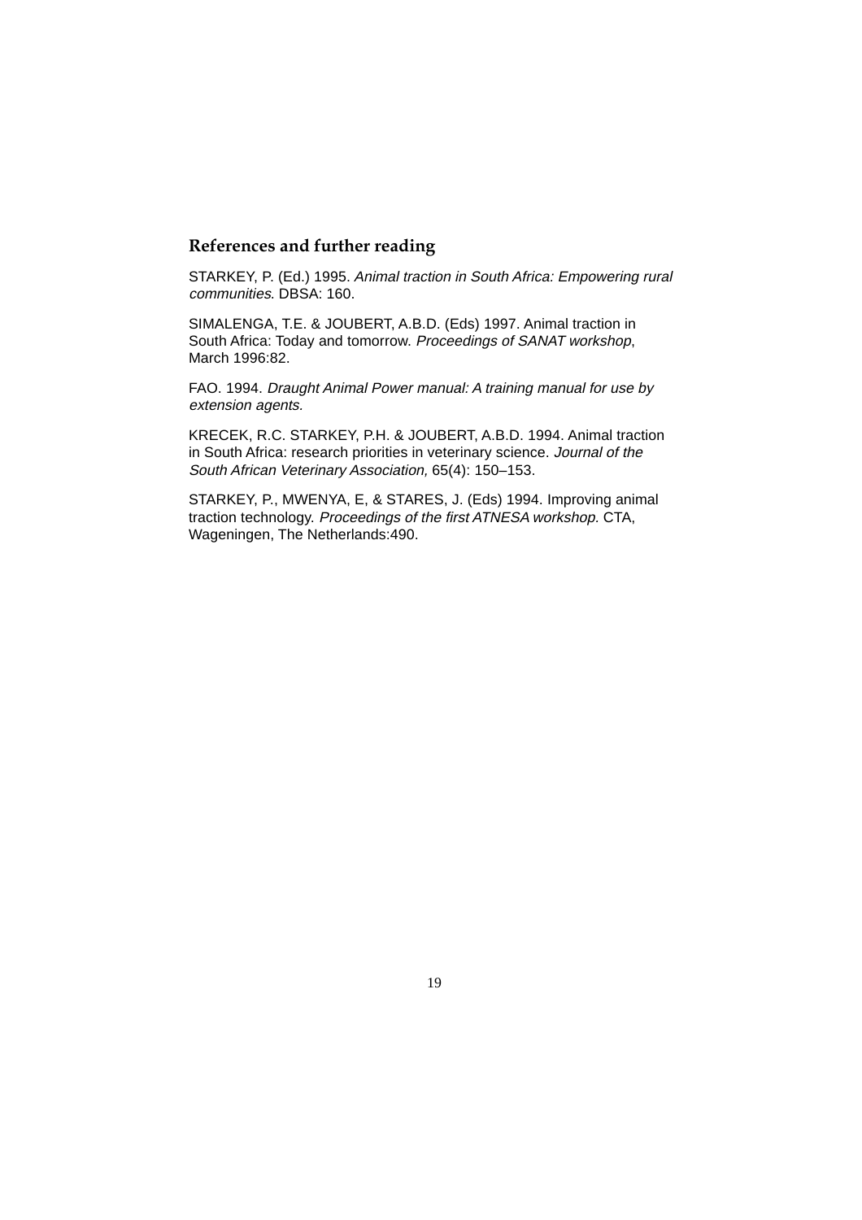## References and further reading

STARKEY, P. (Ed.) 1995. *Animal traction in South Africa: Empowering rural communities*. DBSA: 160.

SIMALENGA, T.E. & JOUBERT, A.B.D. (Eds) 1997. Animal traction in South Africa: Today and tomorrow. *Proceedings of SANAT workshop*, March 1996:82.

FAO. 1994. *Draught Animal Power manual: A training manual for use by extension agents.*

KRECEK, R.C. STARKEY, P.H. & JOUBERT, A.B.D. 1994. Animal traction in South Africa: research priorities in veterinary science. *Journal of the South African Veterinary Association,* 65(4): 150–153.

STARKEY, P., MWENYA, E, & STARES, J. (Eds) 1994. Improving animal traction technology. *Proceedings of the first ATNESA workshop.* CTA, Wageningen, The Netherlands:490.